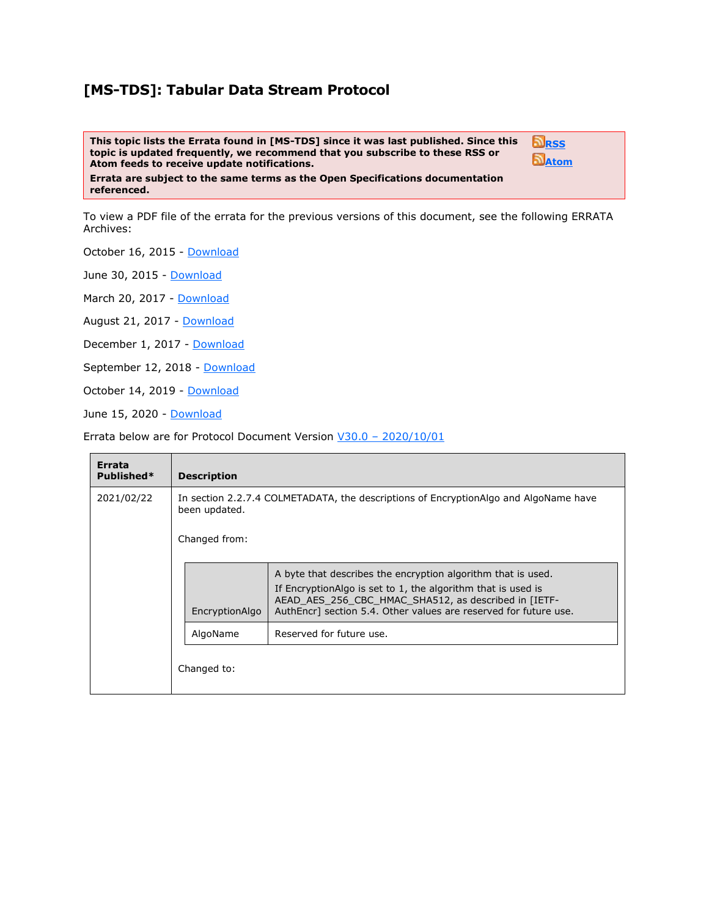# [MS-TDS]: Tabular Data Stream Protocol

**This topic lists the Errata found in [MS-TDS] since it was last published. Since this topic is updated frequently, we recommend that you subscribe to these RSS or Atom feeds to receive update notifications.**

**Errata are subject to the same terms as the Open Specifications documentation referenced.**

RSS
Atom

To view a PDF file of the errata for the previous versions of this document, see the following ERRATA Archives:

October 16, 2015 - Download

June 30, 2015 - Download

March 20, 2017 - Download

August 21, 2017 - Download

December 1, 2017 - Download

September 12, 2018 - Download

October 14, 2019 - Download

June 15, 2020 - Download

Errata below are for Protocol Document Version V30.0 – 2020/10/01

| Errata Published* | Description |
| --- | --- |
| 2021/02/22 | In section 2.2.7.4 COLMETADATA, the descriptions of EncryptionAlgo and AlgoName have been updated.<br><br>Changed from:<br><br>EncryptionAlgo: A byte that describes the encryption algorithm that is used. If EncryptionAlgo is set to 1, the algorithm that is used is AEAD_AES_256_CBC_HMAC_SHA512, as described in [IETF-AuthEncr] section 5.4. Other values are reserved for future use.<br><br>AlgoName: Reserved for future use.<br><br>Changed to: |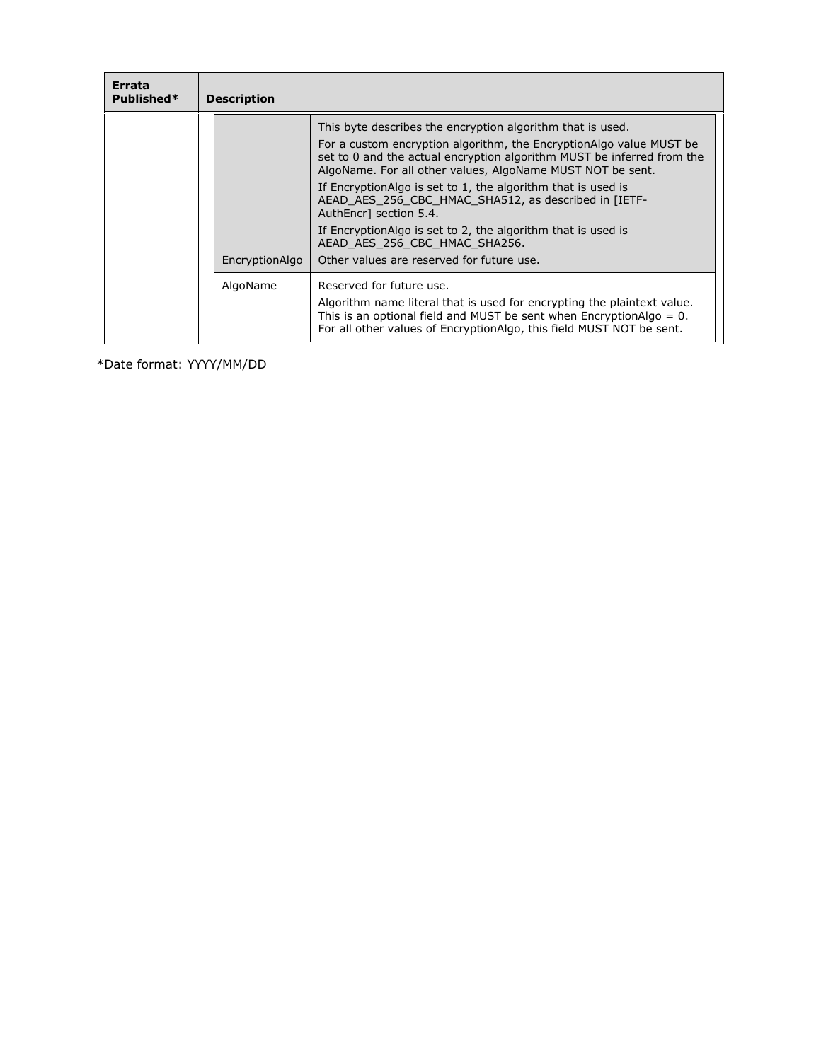| Errata Published* | Description | |
|---|---|---|
| | EncryptionAlgo | This byte describes the encryption algorithm that is used.<br>For a custom encryption algorithm, the EncryptionAlgo value MUST be set to 0 and the actual encryption algorithm MUST be inferred from the AlgoName. For all other values, AlgoName MUST NOT be sent.<br>If EncryptionAlgo is set to 1, the algorithm that is used is AEAD_AES_256_CBC_HMAC_SHA512, as described in [IETF-AuthEncr] section 5.4.<br>If EncryptionAlgo is set to 2, the algorithm that is used is AEAD_AES_256_CBC_HMAC_SHA256.<br>Other values are reserved for future use. |
| | AlgoName | Reserved for future use.<br>Algorithm name literal that is used for encrypting the plaintext value. This is an optional field and MUST be sent when EncryptionAlgo = 0. For all other values of EncryptionAlgo, this field MUST NOT be sent. |

*Date format: YYYY/MM/DD